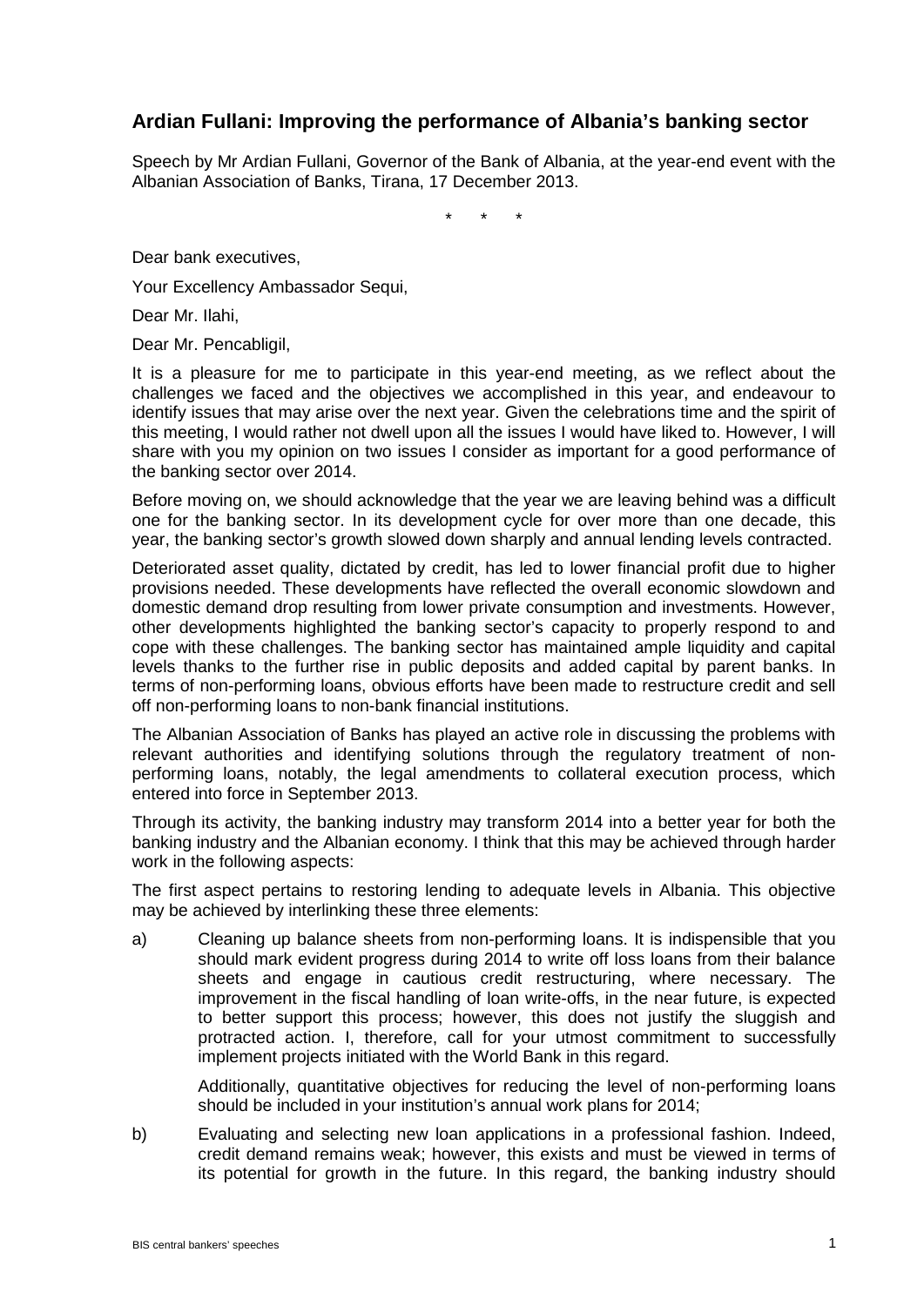## Ardian Fullani: Improving the performance of Albania's banking sector

Speech by Mr Ardian Fullani, Governor of the Bank of Albania, at the year-end event with the Albanian Association of Banks, Tirana, 17 December 2013.

\* \* \*

Dear bank executives,

Your Excellency Ambassador Sequi,

Dear Mr. Ilahi,

Dear Mr. Pencabligil,

It is a pleasure for me to participate in this year-end meeting, as we reflect about the challenges we faced and the objectives we accomplished in this year, and endeavour to identify issues that may arise over the next year. Given the celebrations time and the spirit of this meeting, I would rather not dwell upon all the issues I would have liked to. However, I will share with you my opinion on two issues I consider as important for a good performance of the banking sector over 2014.

Before moving on, we should acknowledge that the year we are leaving behind was a difficult one for the banking sector. In its development cycle for over more than one decade, this year, the banking sector's growth slowed down sharply and annual lending levels contracted.

Deteriorated asset quality, dictated by credit, has led to lower financial profit due to higher provisions needed. These developments have reflected the overall economic slowdown and domestic demand drop resulting from lower private consumption and investments. However, other developments highlighted the banking sector's capacity to properly respond to and cope with these challenges. The banking sector has maintained ample liquidity and capital levels thanks to the further rise in public deposits and added capital by parent banks. In terms of non-performing loans, obvious efforts have been made to restructure credit and sell off non-performing loans to non-bank financial institutions.

The Albanian Association of Banks has played an active role in discussing the problems with relevant authorities and identifying solutions through the regulatory treatment of non-performing loans, notably, the legal amendments to collateral execution process, which entered into force in September 2013.

Through its activity, the banking industry may transform 2014 into a better year for both the banking industry and the Albanian economy. I think that this may be achieved through harder work in the following aspects:

The first aspect pertains to restoring lending to adequate levels in Albania. This objective may be achieved by interlinking these three elements:

a) Cleaning up balance sheets from non-performing loans. It is indispensible that you should mark evident progress during 2014 to write off loss loans from their balance sheets and engage in cautious credit restructuring, where necessary. The improvement in the fiscal handling of loan write-offs, in the near future, is expected to better support this process; however, this does not justify the sluggish and protracted action. I, therefore, call for your utmost commitment to successfully implement projects initiated with the World Bank in this regard.

   Additionally, quantitative objectives for reducing the level of non-performing loans should be included in your institution's annual work plans for 2014;

b) Evaluating and selecting new loan applications in a professional fashion. Indeed, credit demand remains weak; however, this exists and must be viewed in terms of its potential for growth in the future. In this regard, the banking industry should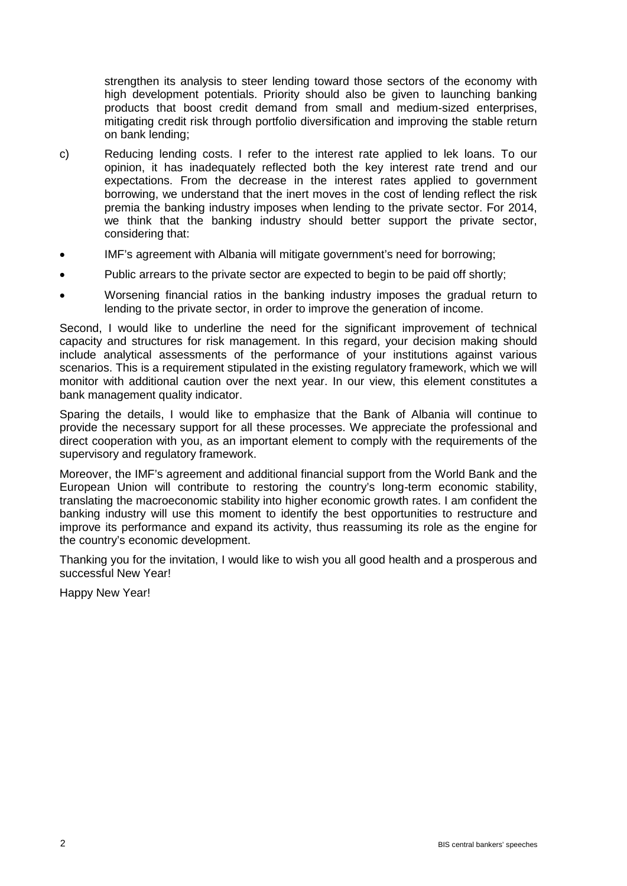strengthen its analysis to steer lending toward those sectors of the economy with high development potentials. Priority should also be given to launching banking products that boost credit demand from small and medium-sized enterprises, mitigating credit risk through portfolio diversification and improving the stable return on bank lending;

c) Reducing lending costs. I refer to the interest rate applied to lek loans. To our opinion, it has inadequately reflected both the key interest rate trend and our expectations. From the decrease in the interest rates applied to government borrowing, we understand that the inert moves in the cost of lending reflect the risk premia the banking industry imposes when lending to the private sector. For 2014, we think that the banking industry should better support the private sector, considering that:

- IMF's agreement with Albania will mitigate government's need for borrowing;
- Public arrears to the private sector are expected to begin to be paid off shortly;
- Worsening financial ratios in the banking industry imposes the gradual return to lending to the private sector, in order to improve the generation of income.

Second, I would like to underline the need for the significant improvement of technical capacity and structures for risk management. In this regard, your decision making should include analytical assessments of the performance of your institutions against various scenarios. This is a requirement stipulated in the existing regulatory framework, which we will monitor with additional caution over the next year. In our view, this element constitutes a bank management quality indicator.

Sparing the details, I would like to emphasize that the Bank of Albania will continue to provide the necessary support for all these processes. We appreciate the professional and direct cooperation with you, as an important element to comply with the requirements of the supervisory and regulatory framework.

Moreover, the IMF's agreement and additional financial support from the World Bank and the European Union will contribute to restoring the country's long-term economic stability, translating the macroeconomic stability into higher economic growth rates. I am confident the banking industry will use this moment to identify the best opportunities to restructure and improve its performance and expand its activity, thus reassuming its role as the engine for the country's economic development.

Thanking you for the invitation, I would like to wish you all good health and a prosperous and successful New Year!

Happy New Year!